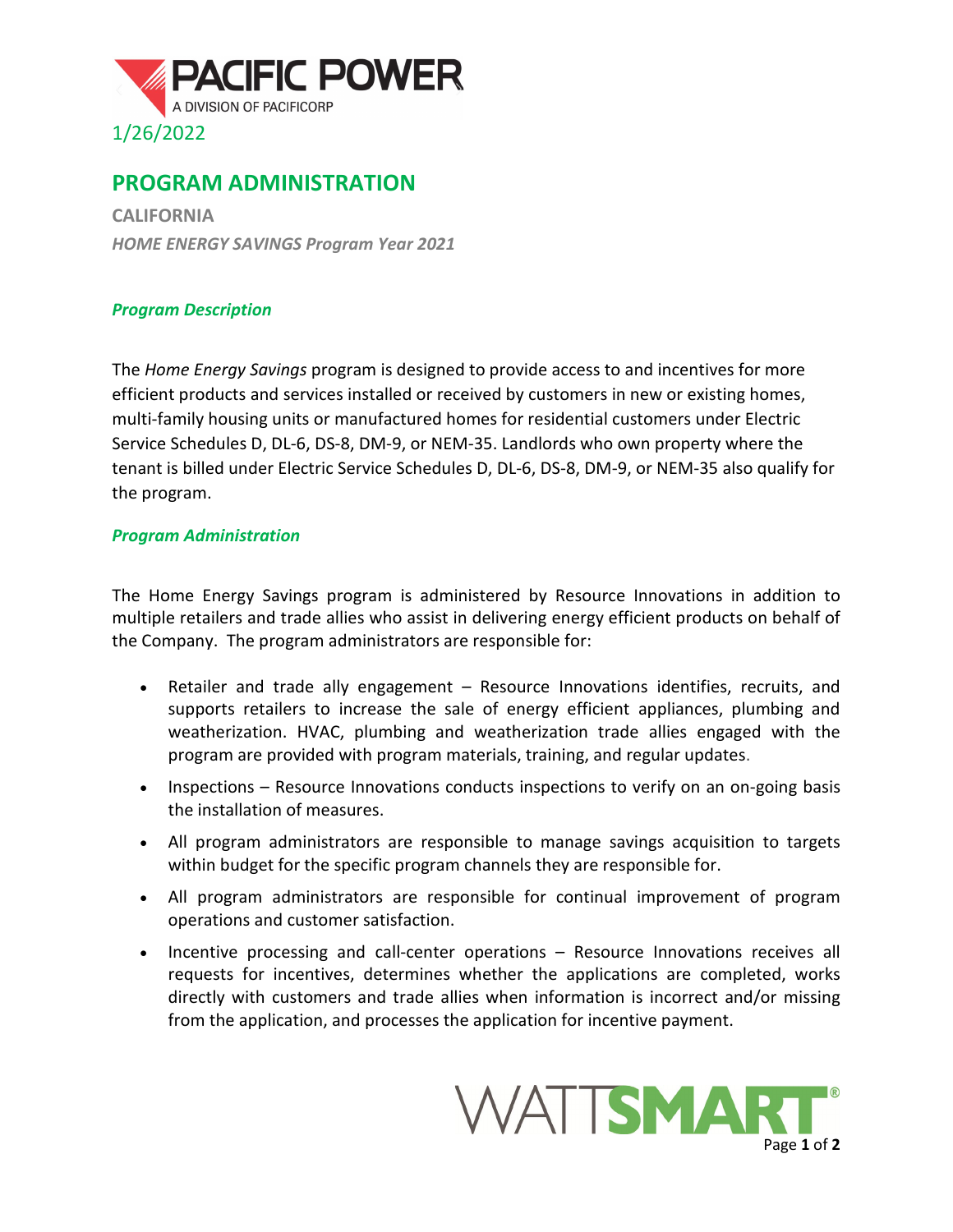PACIFIC POWER
A DIVISION OF PACIFICORP

1/26/2022

# PROGRAM ADMINISTRATION

**CALIFORNIA**

***HOME ENERGY SAVINGS Program Year 2021***

### *Program Description*

The *Home Energy Savings* program is designed to provide access to and incentives for more efficient products and services installed or received by customers in new or existing homes, multi-family housing units or manufactured homes for residential customers under Electric Service Schedules D, DL-6, DS-8, DM-9, or NEM-35. Landlords who own property where the tenant is billed under Electric Service Schedules D, DL-6, DS-8, DM-9, or NEM-35 also qualify for the program.

### *Program Administration*

The Home Energy Savings program is administered by Resource Innovations in addition to multiple retailers and trade allies who assist in delivering energy efficient products on behalf of the Company. The program administrators are responsible for:

- Retailer and trade ally engagement – Resource Innovations identifies, recruits, and supports retailers to increase the sale of energy efficient appliances, plumbing and weatherization. HVAC, plumbing and weatherization trade allies engaged with the program are provided with program materials, training, and regular updates.
- Inspections – Resource Innovations conducts inspections to verify on an on-going basis the installation of measures.
- All program administrators are responsible to manage savings acquisition to targets within budget for the specific program channels they are responsible for.
- All program administrators are responsible for continual improvement of program operations and customer satisfaction.
- Incentive processing and call-center operations – Resource Innovations receives all requests for incentives, determines whether the applications are completed, works directly with customers and trade allies when information is incorrect and/or missing from the application, and processes the application for incentive payment.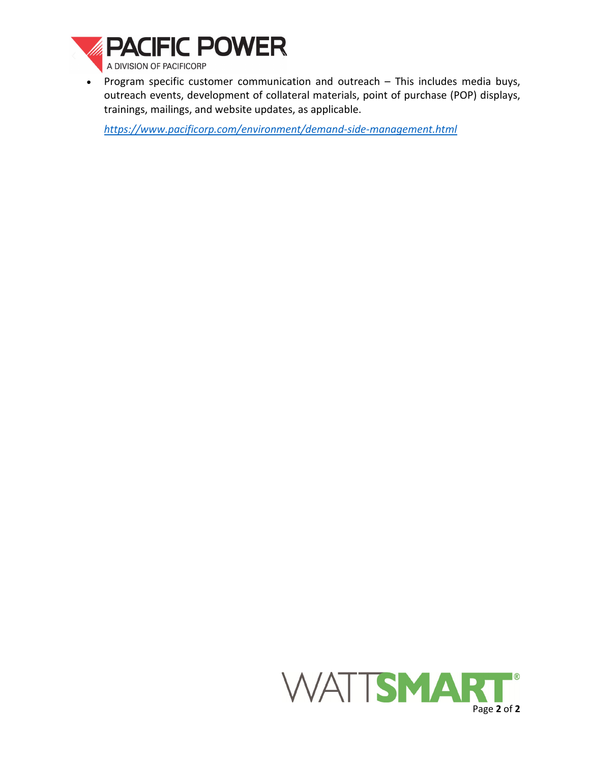- Program specific customer communication and outreach – This includes media buys, outreach events, development of collateral materials, point of purchase (POP) displays, trainings, mailings, and website updates, as applicable.

  *https://www.pacificorp.com/environment/demand-side-management.html*